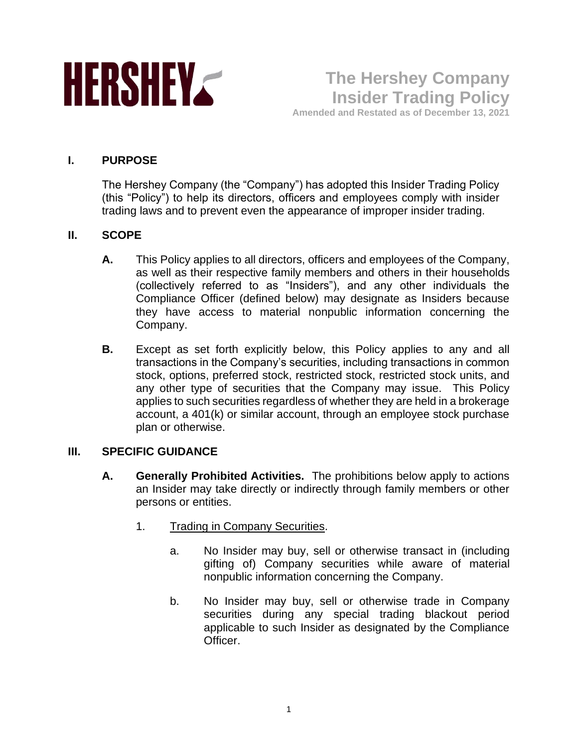HERSHEY

# The Hershey Company Insider Trading Policy

**Amended and Restated as of December 13, 2021**

## I. PURPOSE

The Hershey Company (the "Company") has adopted this Insider Trading Policy (this "Policy") to help its directors, officers and employees comply with insider trading laws and to prevent even the appearance of improper insider trading.

## II. SCOPE

**A.** This Policy applies to all directors, officers and employees of the Company, as well as their respective family members and others in their households (collectively referred to as "Insiders"), and any other individuals the Compliance Officer (defined below) may designate as Insiders because they have access to material nonpublic information concerning the Company.

**B.** Except as set forth explicitly below, this Policy applies to any and all transactions in the Company's securities, including transactions in common stock, options, preferred stock, restricted stock, restricted stock units, and any other type of securities that the Company may issue. This Policy applies to such securities regardless of whether they are held in a brokerage account, a 401(k) or similar account, through an employee stock purchase plan or otherwise.

## III. SPECIFIC GUIDANCE

**A. Generally Prohibited Activities.** The prohibitions below apply to actions an Insider may take directly or indirectly through family members or other persons or entities.

1. Trading in Company Securities.

   a. No Insider may buy, sell or otherwise transact in (including gifting of) Company securities while aware of material nonpublic information concerning the Company.

   b. No Insider may buy, sell or otherwise trade in Company securities during any special trading blackout period applicable to such Insider as designated by the Compliance Officer.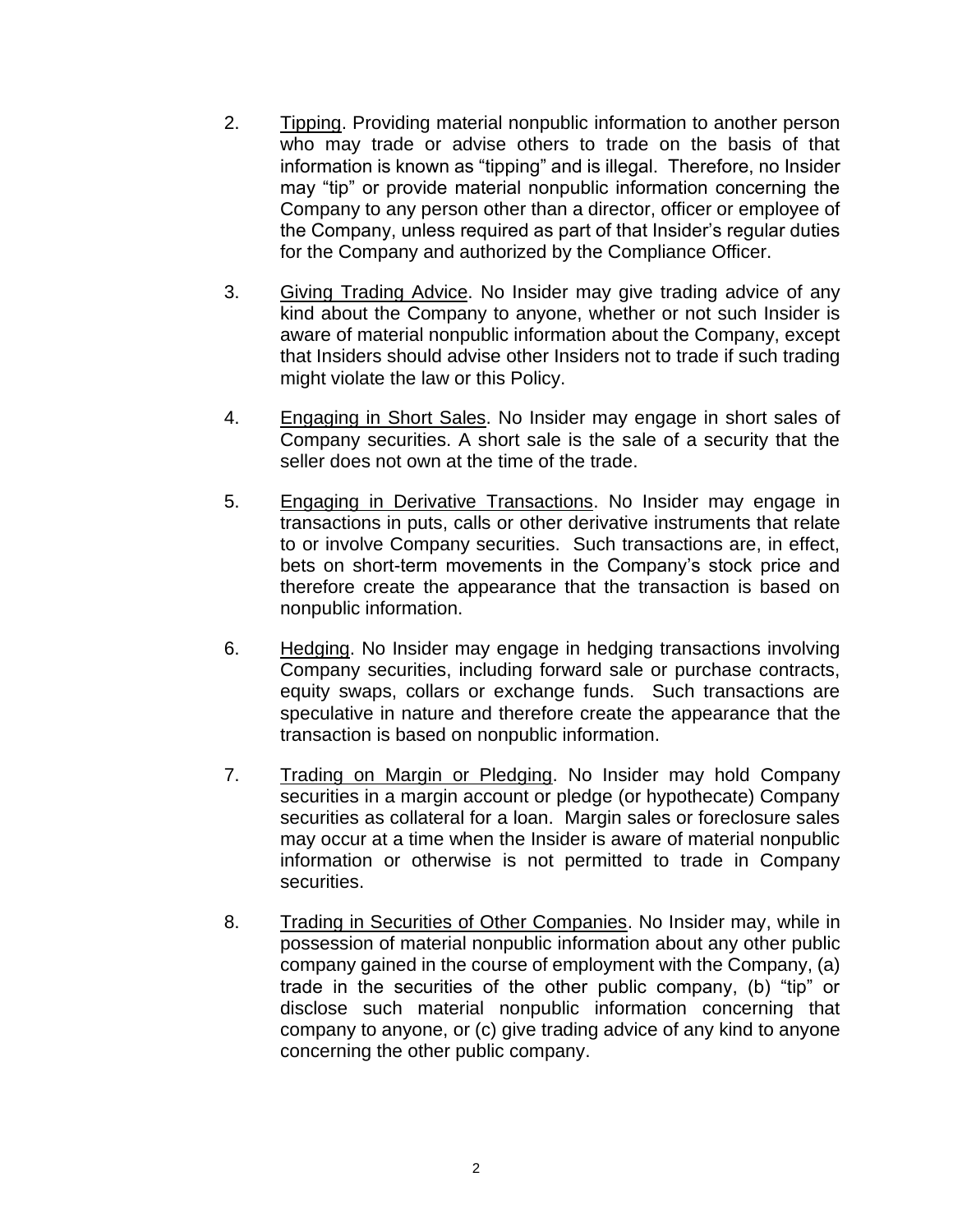2. Tipping. Providing material nonpublic information to another person who may trade or advise others to trade on the basis of that information is known as "tipping" and is illegal. Therefore, no Insider may "tip" or provide material nonpublic information concerning the Company to any person other than a director, officer or employee of the Company, unless required as part of that Insider's regular duties for the Company and authorized by the Compliance Officer.

3. Giving Trading Advice. No Insider may give trading advice of any kind about the Company to anyone, whether or not such Insider is aware of material nonpublic information about the Company, except that Insiders should advise other Insiders not to trade if such trading might violate the law or this Policy.

4. Engaging in Short Sales. No Insider may engage in short sales of Company securities. A short sale is the sale of a security that the seller does not own at the time of the trade.

5. Engaging in Derivative Transactions. No Insider may engage in transactions in puts, calls or other derivative instruments that relate to or involve Company securities. Such transactions are, in effect, bets on short-term movements in the Company's stock price and therefore create the appearance that the transaction is based on nonpublic information.

6. Hedging. No Insider may engage in hedging transactions involving Company securities, including forward sale or purchase contracts, equity swaps, collars or exchange funds. Such transactions are speculative in nature and therefore create the appearance that the transaction is based on nonpublic information.

7. Trading on Margin or Pledging. No Insider may hold Company securities in a margin account or pledge (or hypothecate) Company securities as collateral for a loan. Margin sales or foreclosure sales may occur at a time when the Insider is aware of material nonpublic information or otherwise is not permitted to trade in Company securities.

8. Trading in Securities of Other Companies. No Insider may, while in possession of material nonpublic information about any other public company gained in the course of employment with the Company, (a) trade in the securities of the other public company, (b) "tip" or disclose such material nonpublic information concerning that company to anyone, or (c) give trading advice of any kind to anyone concerning the other public company.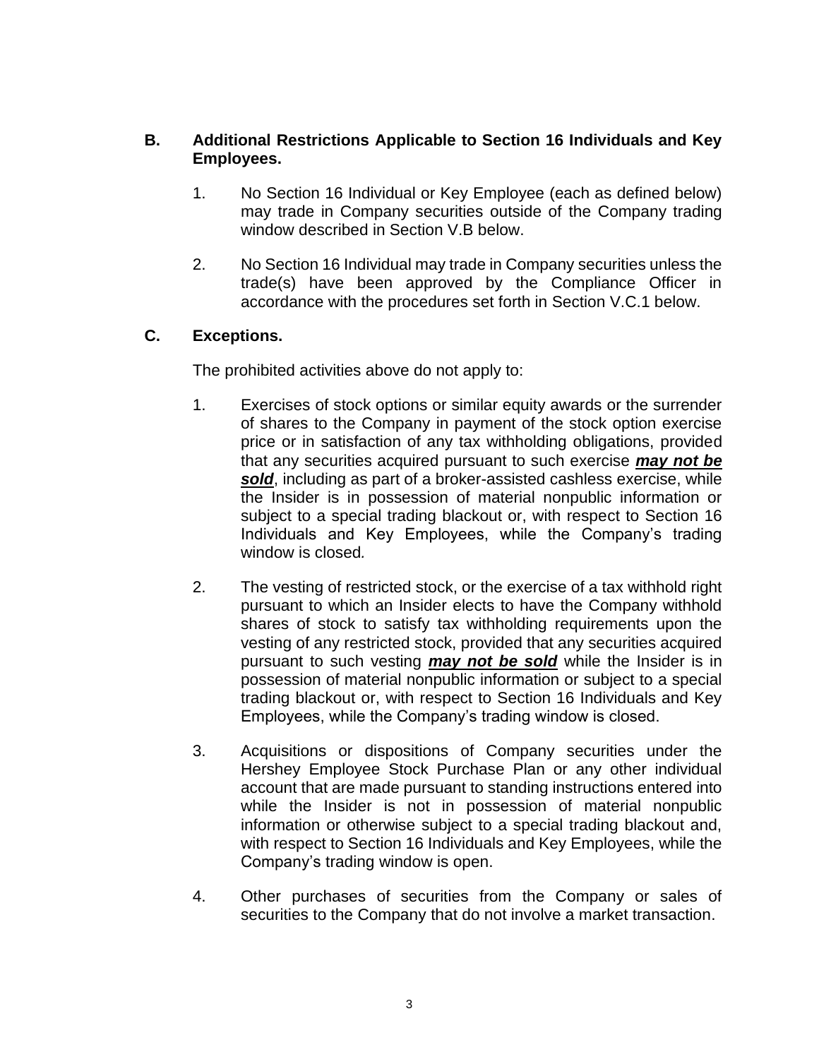### B. Additional Restrictions Applicable to Section 16 Individuals and Key Employees.

1. No Section 16 Individual or Key Employee (each as defined below) may trade in Company securities outside of the Company trading window described in Section V.B below.

2. No Section 16 Individual may trade in Company securities unless the trade(s) have been approved by the Compliance Officer in accordance with the procedures set forth in Section V.C.1 below.

### C. Exceptions.

The prohibited activities above do not apply to:

1. Exercises of stock options or similar equity awards or the surrender of shares to the Company in payment of the stock option exercise price or in satisfaction of any tax withholding obligations, provided that any securities acquired pursuant to such exercise ***<u>may not be sold</u>***, including as part of a broker-assisted cashless exercise, while the Insider is in possession of material nonpublic information or subject to a special trading blackout or, with respect to Section 16 Individuals and Key Employees, while the Company's trading window is closed.

2. The vesting of restricted stock, or the exercise of a tax withhold right pursuant to which an Insider elects to have the Company withhold shares of stock to satisfy tax withholding requirements upon the vesting of any restricted stock, provided that any securities acquired pursuant to such vesting ***<u>may not be sold</u>*** while the Insider is in possession of material nonpublic information or subject to a special trading blackout or, with respect to Section 16 Individuals and Key Employees, while the Company's trading window is closed.

3. Acquisitions or dispositions of Company securities under the Hershey Employee Stock Purchase Plan or any other individual account that are made pursuant to standing instructions entered into while the Insider is not in possession of material nonpublic information or otherwise subject to a special trading blackout and, with respect to Section 16 Individuals and Key Employees, while the Company's trading window is open.

4. Other purchases of securities from the Company or sales of securities to the Company that do not involve a market transaction.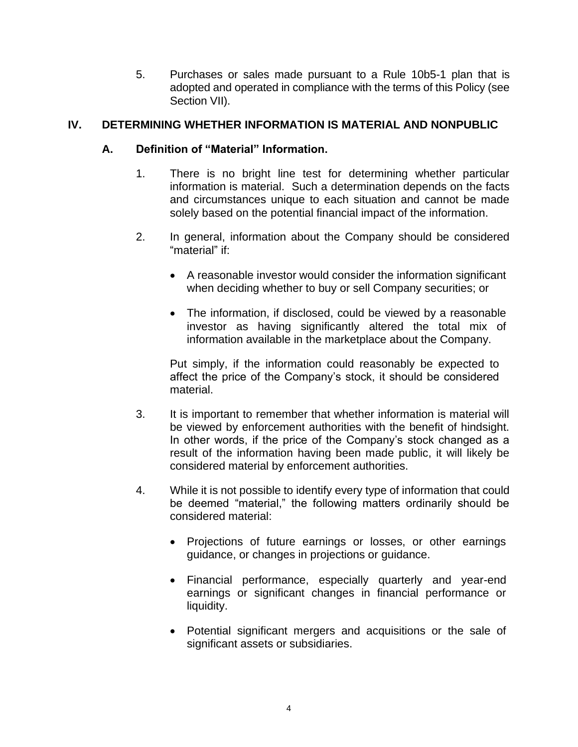5. Purchases or sales made pursuant to a Rule 10b5-1 plan that is adopted and operated in compliance with the terms of this Policy (see Section VII).

## IV. DETERMINING WHETHER INFORMATION IS MATERIAL AND NONPUBLIC

### A. Definition of "Material" Information.

1. There is no bright line test for determining whether particular information is material. Such a determination depends on the facts and circumstances unique to each situation and cannot be made solely based on the potential financial impact of the information.

2. In general, information about the Company should be considered "material" if:

   - A reasonable investor would consider the information significant when deciding whether to buy or sell Company securities; or

   - The information, if disclosed, could be viewed by a reasonable investor as having significantly altered the total mix of information available in the marketplace about the Company.

   Put simply, if the information could reasonably be expected to affect the price of the Company's stock, it should be considered material.

3. It is important to remember that whether information is material will be viewed by enforcement authorities with the benefit of hindsight. In other words, if the price of the Company's stock changed as a result of the information having been made public, it will likely be considered material by enforcement authorities.

4. While it is not possible to identify every type of information that could be deemed "material," the following matters ordinarily should be considered material:

   - Projections of future earnings or losses, or other earnings guidance, or changes in projections or guidance.

   - Financial performance, especially quarterly and year-end earnings or significant changes in financial performance or liquidity.

   - Potential significant mergers and acquisitions or the sale of significant assets or subsidiaries.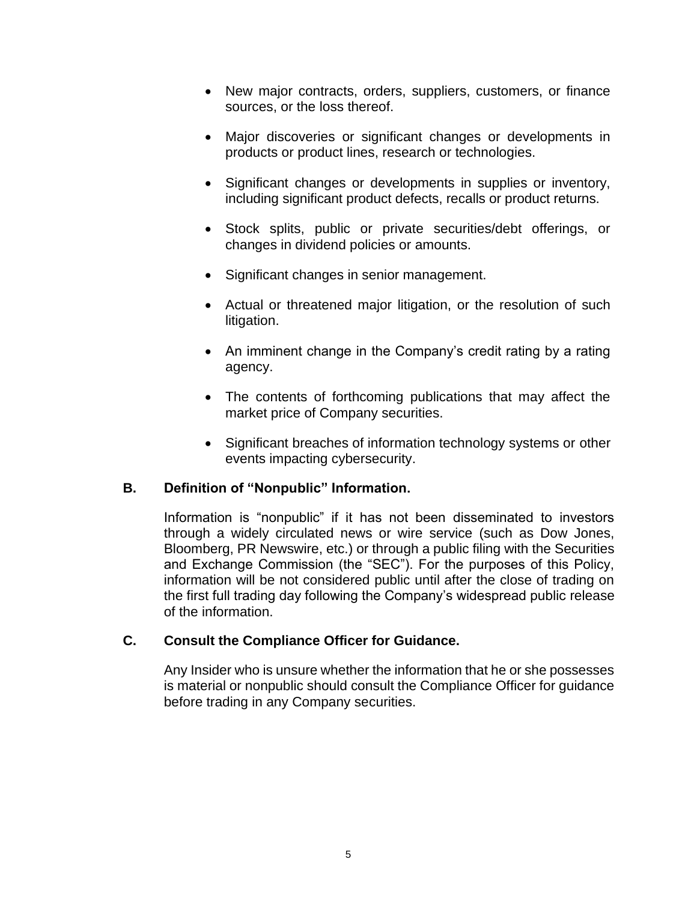- New major contracts, orders, suppliers, customers, or finance sources, or the loss thereof.
- Major discoveries or significant changes or developments in products or product lines, research or technologies.
- Significant changes or developments in supplies or inventory, including significant product defects, recalls or product returns.
- Stock splits, public or private securities/debt offerings, or changes in dividend policies or amounts.
- Significant changes in senior management.
- Actual or threatened major litigation, or the resolution of such litigation.
- An imminent change in the Company's credit rating by a rating agency.
- The contents of forthcoming publications that may affect the market price of Company securities.
- Significant breaches of information technology systems or other events impacting cybersecurity.

### B. Definition of "Nonpublic" Information.

Information is "nonpublic" if it has not been disseminated to investors through a widely circulated news or wire service (such as Dow Jones, Bloomberg, PR Newswire, etc.) or through a public filing with the Securities and Exchange Commission (the "SEC"). For the purposes of this Policy, information will be not considered public until after the close of trading on the first full trading day following the Company's widespread public release of the information.

### C. Consult the Compliance Officer for Guidance.

Any Insider who is unsure whether the information that he or she possesses is material or nonpublic should consult the Compliance Officer for guidance before trading in any Company securities.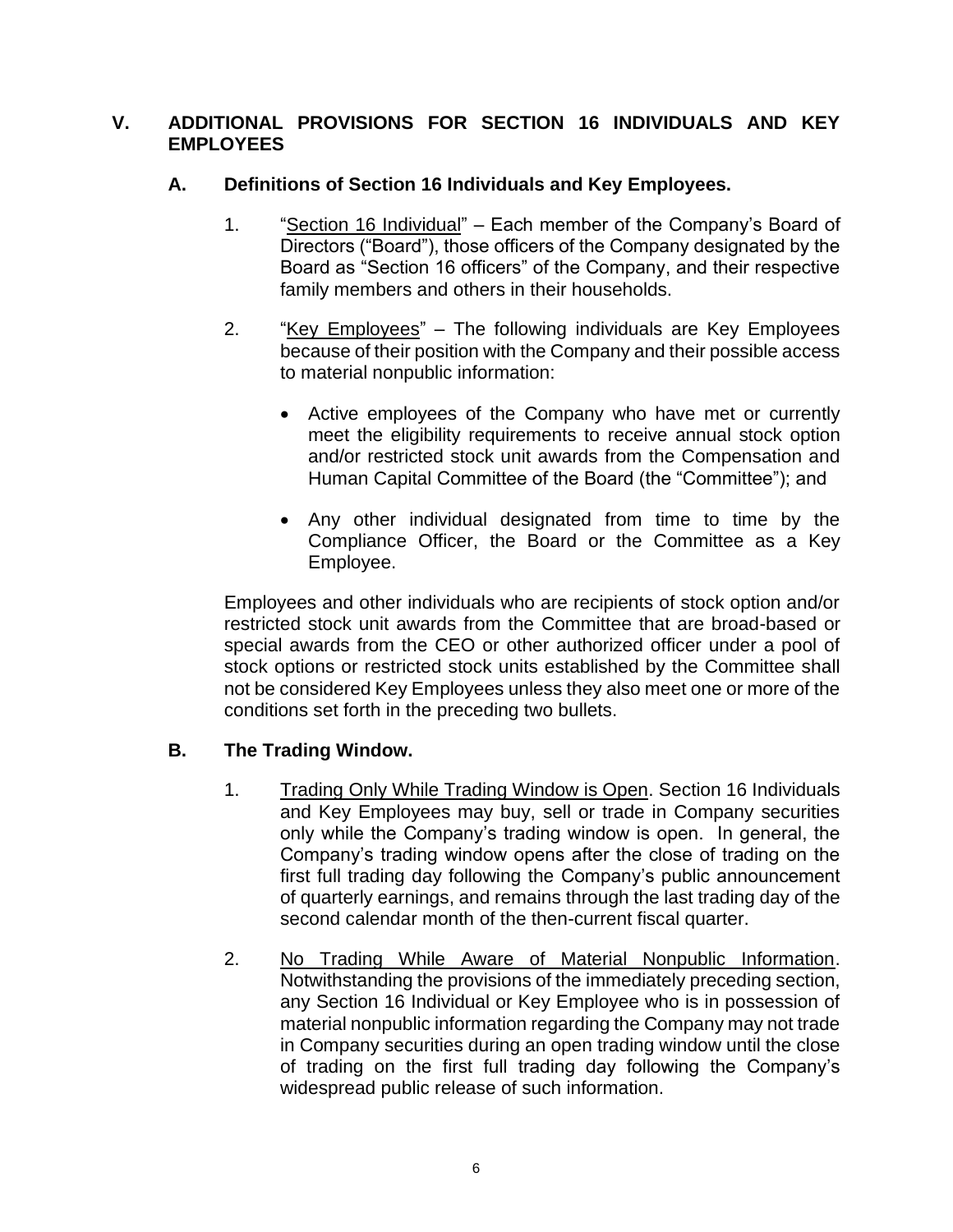## V. ADDITIONAL PROVISIONS FOR SECTION 16 INDIVIDUALS AND KEY EMPLOYEES

### A. Definitions of Section 16 Individuals and Key Employees.

1. "Section 16 Individual" – Each member of the Company's Board of Directors ("Board"), those officers of the Company designated by the Board as "Section 16 officers" of the Company, and their respective family members and others in their households.

2. "Key Employees" – The following individuals are Key Employees because of their position with the Company and their possible access to material nonpublic information:

   - Active employees of the Company who have met or currently meet the eligibility requirements to receive annual stock option and/or restricted stock unit awards from the Compensation and Human Capital Committee of the Board (the "Committee"); and

   - Any other individual designated from time to time by the Compliance Officer, the Board or the Committee as a Key Employee.

Employees and other individuals who are recipients of stock option and/or restricted stock unit awards from the Committee that are broad-based or special awards from the CEO or other authorized officer under a pool of stock options or restricted stock units established by the Committee shall not be considered Key Employees unless they also meet one or more of the conditions set forth in the preceding two bullets.

### B. The Trading Window.

1. Trading Only While Trading Window is Open. Section 16 Individuals and Key Employees may buy, sell or trade in Company securities only while the Company's trading window is open. In general, the Company's trading window opens after the close of trading on the first full trading day following the Company's public announcement of quarterly earnings, and remains through the last trading day of the second calendar month of the then-current fiscal quarter.

2. No Trading While Aware of Material Nonpublic Information. Notwithstanding the provisions of the immediately preceding section, any Section 16 Individual or Key Employee who is in possession of material nonpublic information regarding the Company may not trade in Company securities during an open trading window until the close of trading on the first full trading day following the Company's widespread public release of such information.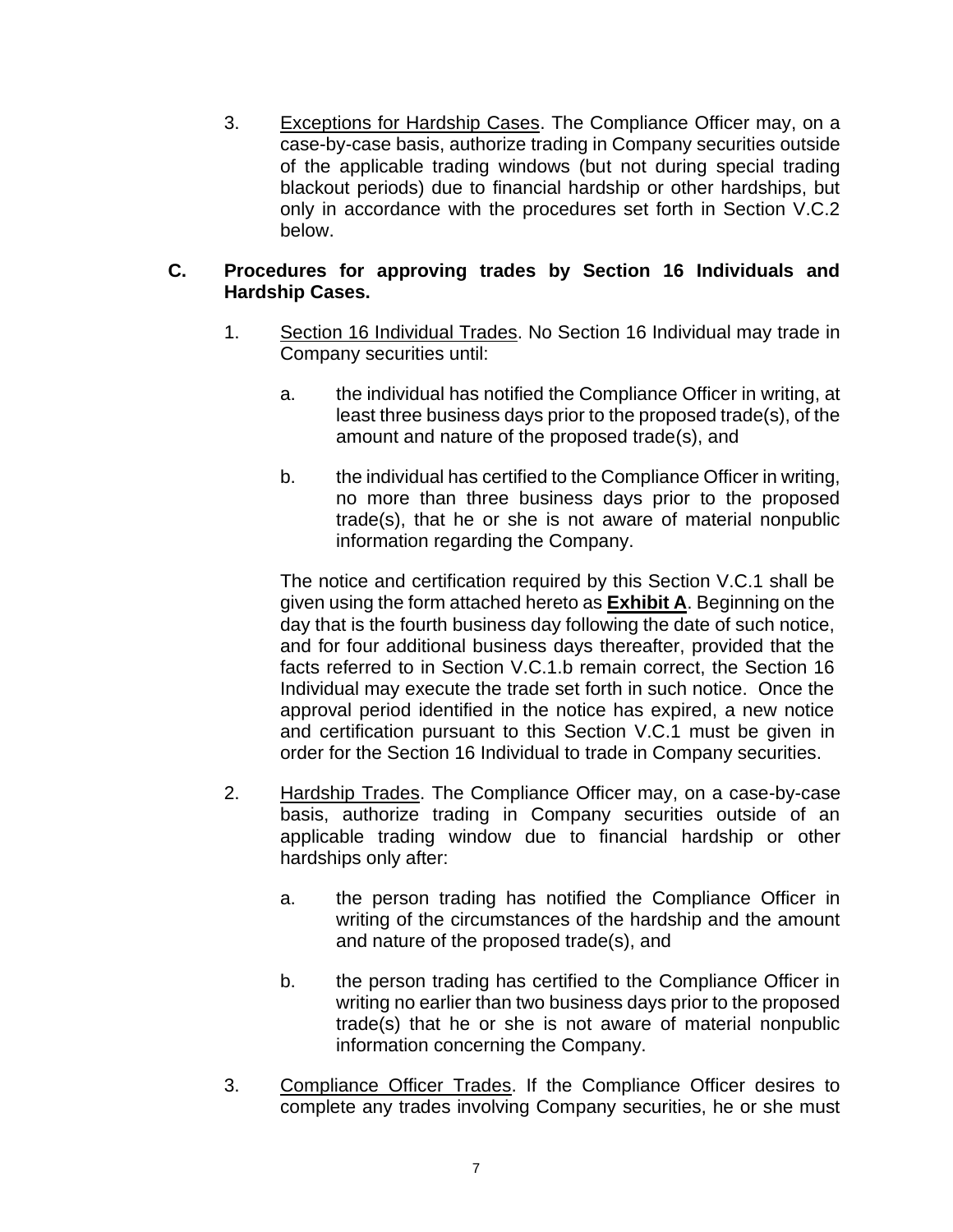3. <u>Exceptions for Hardship Cases</u>. The Compliance Officer may, on a case-by-case basis, authorize trading in Company securities outside of the applicable trading windows (but not during special trading blackout periods) due to financial hardship or other hardships, but only in accordance with the procedures set forth in Section V.C.2 below.

**C. Procedures for approving trades by Section 16 Individuals and Hardship Cases.**

1. <u>Section 16 Individual Trades</u>. No Section 16 Individual may trade in Company securities until:

    a. the individual has notified the Compliance Officer in writing, at least three business days prior to the proposed trade(s), of the amount and nature of the proposed trade(s), and

    b. the individual has certified to the Compliance Officer in writing, no more than three business days prior to the proposed trade(s), that he or she is not aware of material nonpublic information regarding the Company.

    The notice and certification required by this Section V.C.1 shall be given using the form attached hereto as **<u>Exhibit A</u>**. Beginning on the day that is the fourth business day following the date of such notice, and for four additional business days thereafter, provided that the facts referred to in Section V.C.1.b remain correct, the Section 16 Individual may execute the trade set forth in such notice. Once the approval period identified in the notice has expired, a new notice and certification pursuant to this Section V.C.1 must be given in order for the Section 16 Individual to trade in Company securities.

2. <u>Hardship Trades</u>. The Compliance Officer may, on a case-by-case basis, authorize trading in Company securities outside of an applicable trading window due to financial hardship or other hardships only after:

    a. the person trading has notified the Compliance Officer in writing of the circumstances of the hardship and the amount and nature of the proposed trade(s), and

    b. the person trading has certified to the Compliance Officer in writing no earlier than two business days prior to the proposed trade(s) that he or she is not aware of material nonpublic information concerning the Company.

3. <u>Compliance Officer Trades</u>. If the Compliance Officer desires to complete any trades involving Company securities, he or she must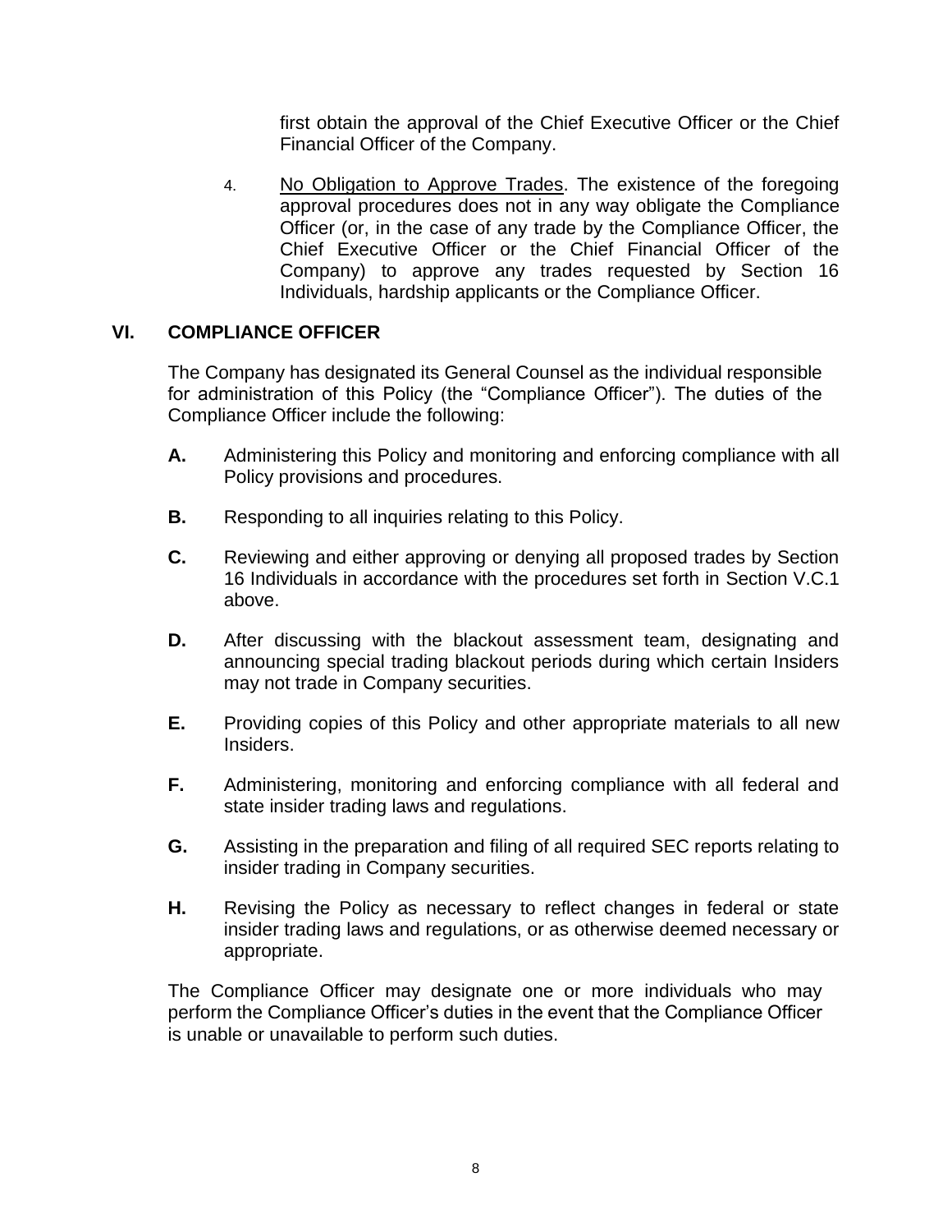first obtain the approval of the Chief Executive Officer or the Chief Financial Officer of the Company.

4. No Obligation to Approve Trades. The existence of the foregoing approval procedures does not in any way obligate the Compliance Officer (or, in the case of any trade by the Compliance Officer, the Chief Executive Officer or the Chief Financial Officer of the Company) to approve any trades requested by Section 16 Individuals, hardship applicants or the Compliance Officer.

## VI. COMPLIANCE OFFICER

The Company has designated its General Counsel as the individual responsible for administration of this Policy (the "Compliance Officer"). The duties of the Compliance Officer include the following:

**A.** Administering this Policy and monitoring and enforcing compliance with all Policy provisions and procedures.

**B.** Responding to all inquiries relating to this Policy.

**C.** Reviewing and either approving or denying all proposed trades by Section 16 Individuals in accordance with the procedures set forth in Section V.C.1 above.

**D.** After discussing with the blackout assessment team, designating and announcing special trading blackout periods during which certain Insiders may not trade in Company securities.

**E.** Providing copies of this Policy and other appropriate materials to all new Insiders.

**F.** Administering, monitoring and enforcing compliance with all federal and state insider trading laws and regulations.

**G.** Assisting in the preparation and filing of all required SEC reports relating to insider trading in Company securities.

**H.** Revising the Policy as necessary to reflect changes in federal or state insider trading laws and regulations, or as otherwise deemed necessary or appropriate.

The Compliance Officer may designate one or more individuals who may perform the Compliance Officer's duties in the event that the Compliance Officer is unable or unavailable to perform such duties.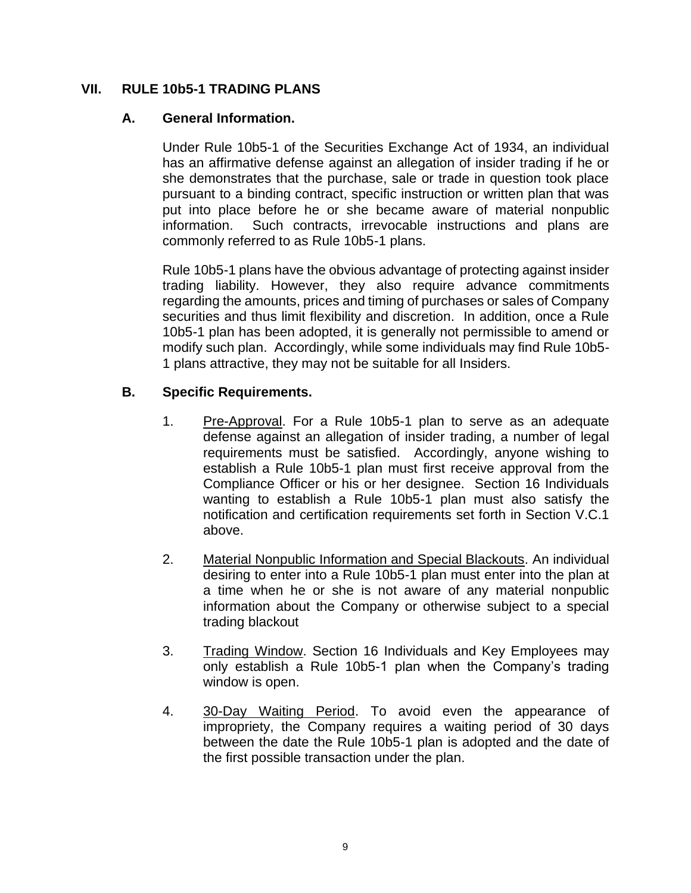## VII. RULE 10b5-1 TRADING PLANS

### A. General Information.

Under Rule 10b5-1 of the Securities Exchange Act of 1934, an individual has an affirmative defense against an allegation of insider trading if he or she demonstrates that the purchase, sale or trade in question took place pursuant to a binding contract, specific instruction or written plan that was put into place before he or she became aware of material nonpublic information. Such contracts, irrevocable instructions and plans are commonly referred to as Rule 10b5-1 plans.

Rule 10b5-1 plans have the obvious advantage of protecting against insider trading liability. However, they also require advance commitments regarding the amounts, prices and timing of purchases or sales of Company securities and thus limit flexibility and discretion. In addition, once a Rule 10b5-1 plan has been adopted, it is generally not permissible to amend or modify such plan. Accordingly, while some individuals may find Rule 10b5-1 plans attractive, they may not be suitable for all Insiders.

### B. Specific Requirements.

1. Pre-Approval. For a Rule 10b5-1 plan to serve as an adequate defense against an allegation of insider trading, a number of legal requirements must be satisfied. Accordingly, anyone wishing to establish a Rule 10b5-1 plan must first receive approval from the Compliance Officer or his or her designee. Section 16 Individuals wanting to establish a Rule 10b5-1 plan must also satisfy the notification and certification requirements set forth in Section V.C.1 above.

2. Material Nonpublic Information and Special Blackouts. An individual desiring to enter into a Rule 10b5-1 plan must enter into the plan at a time when he or she is not aware of any material nonpublic information about the Company or otherwise subject to a special trading blackout

3. Trading Window. Section 16 Individuals and Key Employees may only establish a Rule 10b5-1 plan when the Company's trading window is open.

4. 30-Day Waiting Period. To avoid even the appearance of impropriety, the Company requires a waiting period of 30 days between the date the Rule 10b5-1 plan is adopted and the date of the first possible transaction under the plan.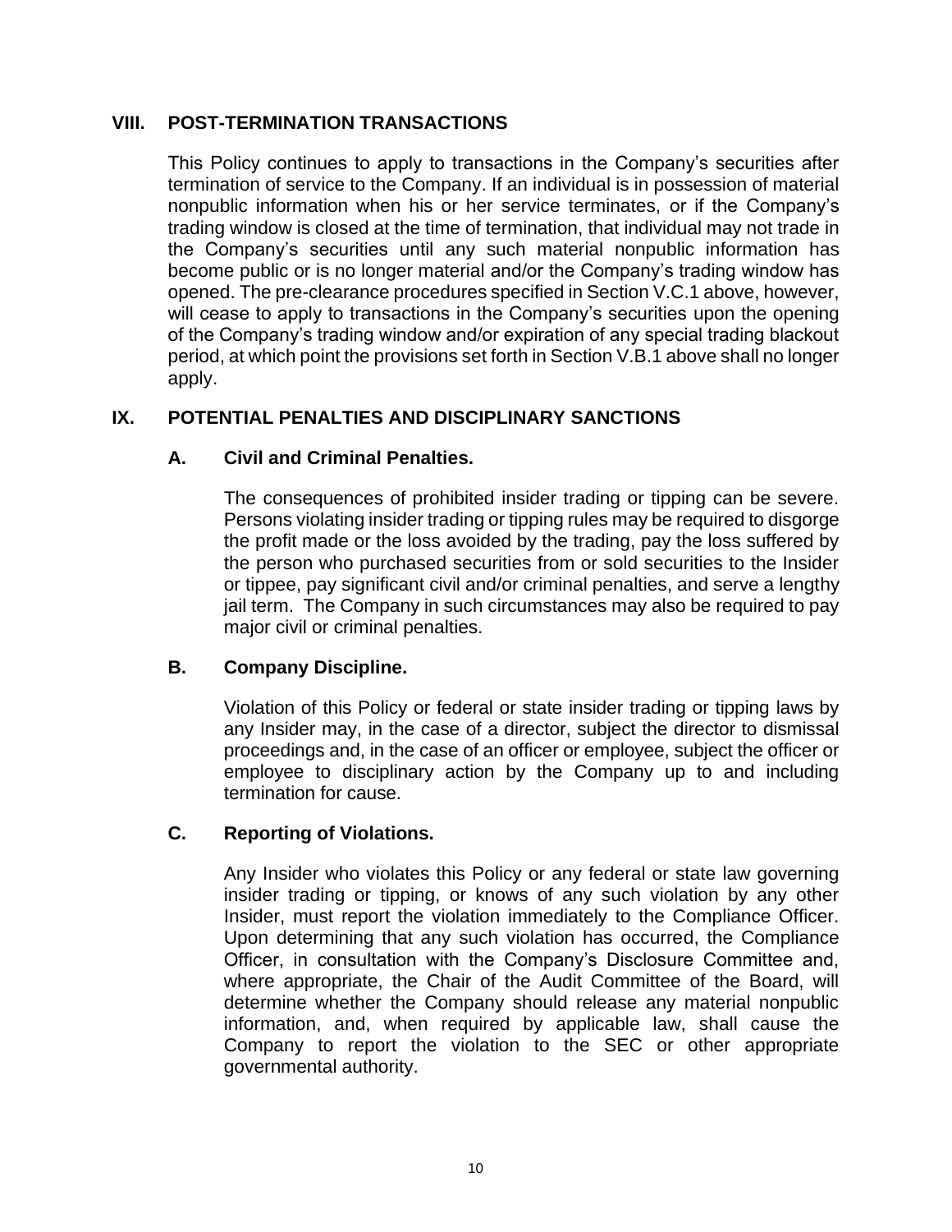## VIII. POST-TERMINATION TRANSACTIONS

This Policy continues to apply to transactions in the Company's securities after termination of service to the Company. If an individual is in possession of material nonpublic information when his or her service terminates, or if the Company's trading window is closed at the time of termination, that individual may not trade in the Company's securities until any such material nonpublic information has become public or is no longer material and/or the Company's trading window has opened. The pre-clearance procedures specified in Section V.C.1 above, however, will cease to apply to transactions in the Company's securities upon the opening of the Company's trading window and/or expiration of any special trading blackout period, at which point the provisions set forth in Section V.B.1 above shall no longer apply.

## IX. POTENTIAL PENALTIES AND DISCIPLINARY SANCTIONS

### A. Civil and Criminal Penalties.

The consequences of prohibited insider trading or tipping can be severe. Persons violating insider trading or tipping rules may be required to disgorge the profit made or the loss avoided by the trading, pay the loss suffered by the person who purchased securities from or sold securities to the Insider or tippee, pay significant civil and/or criminal penalties, and serve a lengthy jail term. The Company in such circumstances may also be required to pay major civil or criminal penalties.

### B. Company Discipline.

Violation of this Policy or federal or state insider trading or tipping laws by any Insider may, in the case of a director, subject the director to dismissal proceedings and, in the case of an officer or employee, subject the officer or employee to disciplinary action by the Company up to and including termination for cause.

### C. Reporting of Violations.

Any Insider who violates this Policy or any federal or state law governing insider trading or tipping, or knows of any such violation by any other Insider, must report the violation immediately to the Compliance Officer. Upon determining that any such violation has occurred, the Compliance Officer, in consultation with the Company's Disclosure Committee and, where appropriate, the Chair of the Audit Committee of the Board, will determine whether the Company should release any material nonpublic information, and, when required by applicable law, shall cause the Company to report the violation to the SEC or other appropriate governmental authority.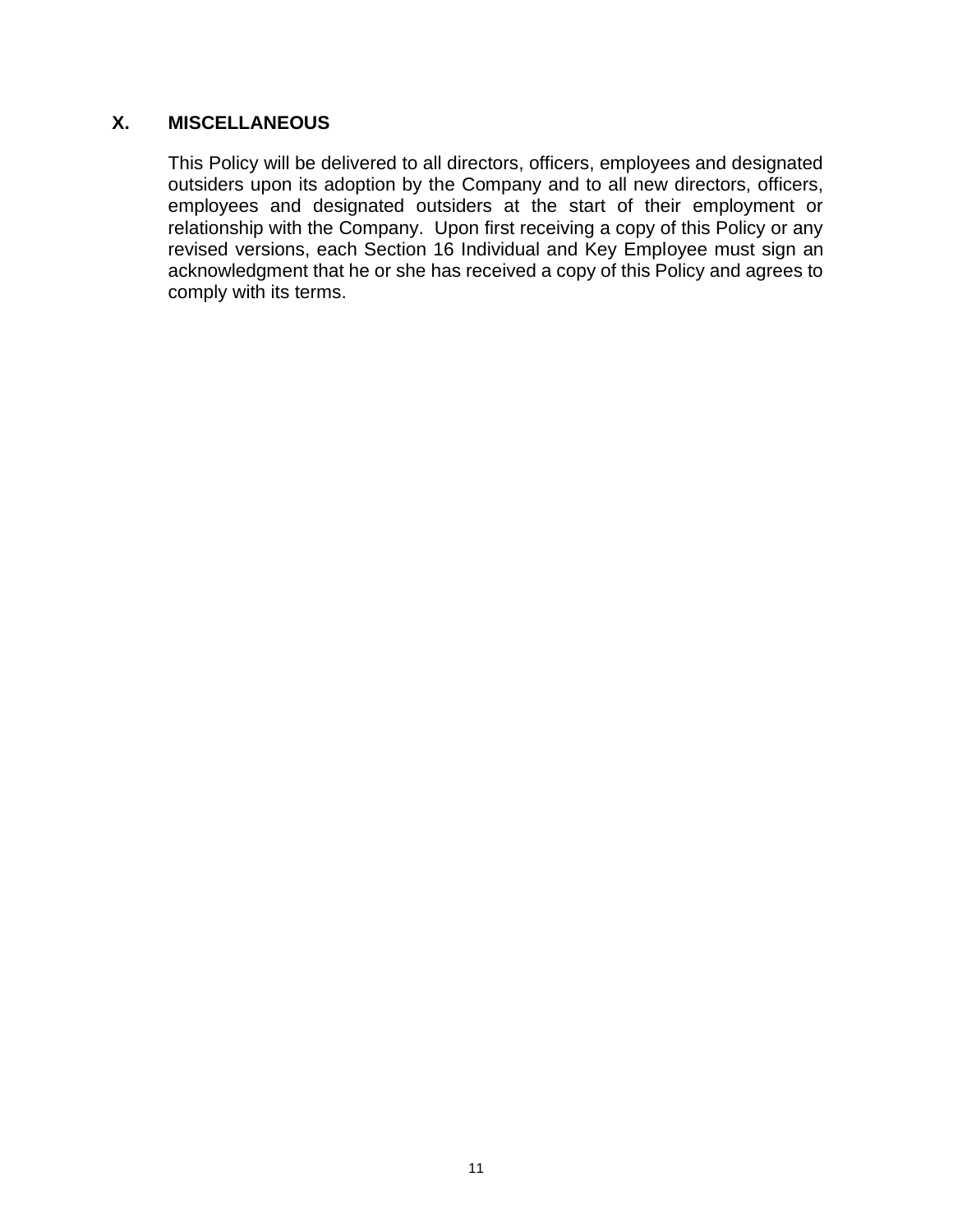## X. MISCELLANEOUS

This Policy will be delivered to all directors, officers, employees and designated outsiders upon its adoption by the Company and to all new directors, officers, employees and designated outsiders at the start of their employment or relationship with the Company. Upon first receiving a copy of this Policy or any revised versions, each Section 16 Individual and Key Employee must sign an acknowledgment that he or she has received a copy of this Policy and agrees to comply with its terms.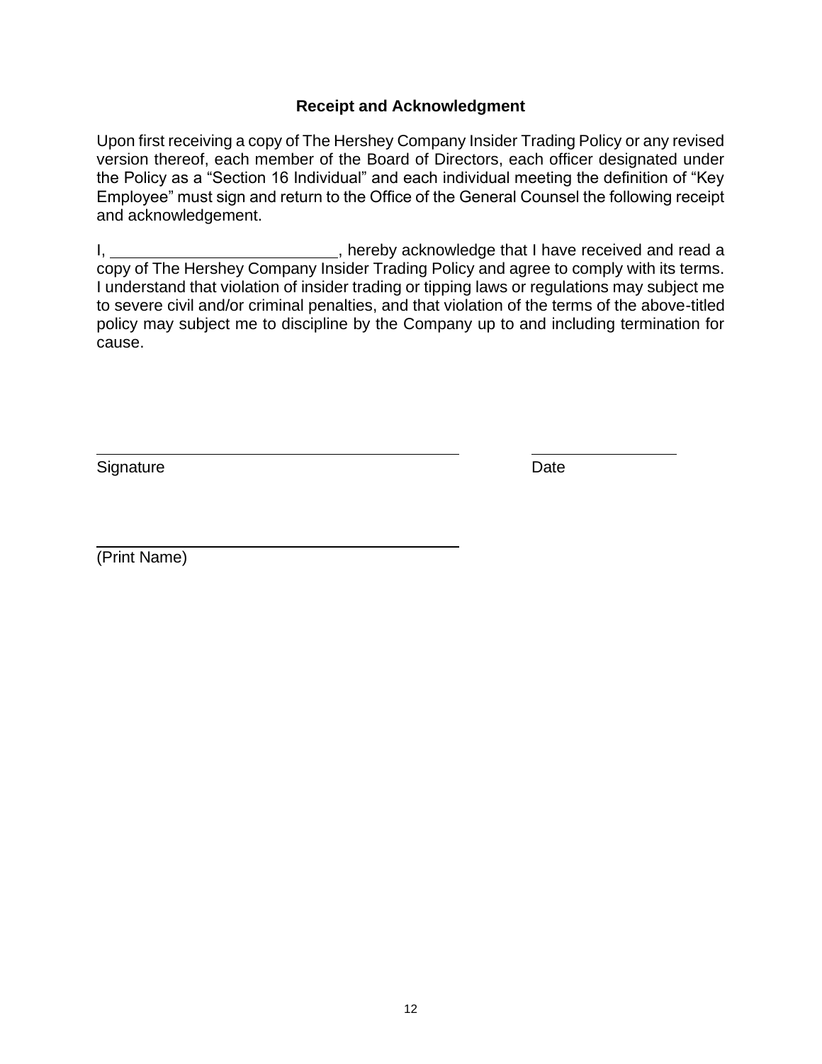## Receipt and Acknowledgment

Upon first receiving a copy of The Hershey Company Insider Trading Policy or any revised version thereof, each member of the Board of Directors, each officer designated under the Policy as a "Section 16 Individual" and each individual meeting the definition of "Key Employee" must sign and return to the Office of the General Counsel the following receipt and acknowledgement.

I, ________________________, hereby acknowledge that I have received and read a copy of The Hershey Company Insider Trading Policy and agree to comply with its terms. I understand that violation of insider trading or tipping laws or regulations may subject me to severe civil and/or criminal penalties, and that violation of the terms of the above-titled policy may subject me to discipline by the Company up to and including termination for cause.

________________________________________ ________________

Signature Date

________________________________________

(Print Name)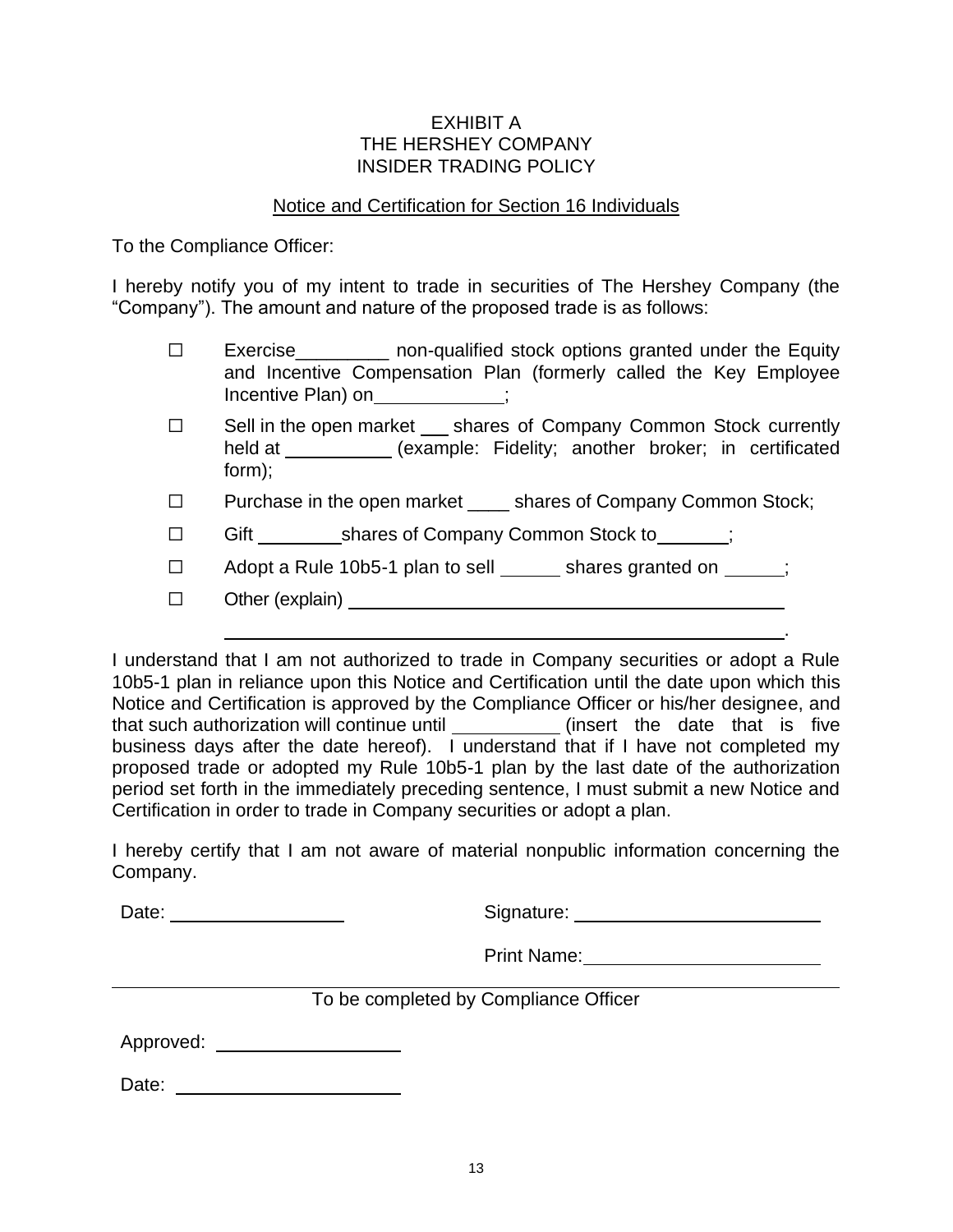EXHIBIT A
THE HERSHEY COMPANY
INSIDER TRADING POLICY

Notice and Certification for Section 16 Individuals

To the Compliance Officer:

I hereby notify you of my intent to trade in securities of The Hershey Company (the "Company"). The amount and nature of the proposed trade is as follows:

- ☐ Exercise_________ non-qualified stock options granted under the Equity and Incentive Compensation Plan (formerly called the Key Employee Incentive Plan) on____________;
- ☐ Sell in the open market ___ shares of Company Common Stock currently held at __________ (example: Fidelity; another broker; in certificated form);
- ☐ Purchase in the open market ____ shares of Company Common Stock;
- ☐ Gift ________shares of Company Common Stock to_______;
- ☐ Adopt a Rule 10b5-1 plan to sell ______ shares granted on ______;
- ☐ Other (explain) ____________________________________________
  ____________________________________________________________.

I understand that I am not authorized to trade in Company securities or adopt a Rule 10b5-1 plan in reliance upon this Notice and Certification until the date upon which this Notice and Certification is approved by the Compliance Officer or his/her designee, and that such authorization will continue until __________ (insert the date that is five business days after the date hereof). I understand that if I have not completed my proposed trade or adopted my Rule 10b5-1 plan by the last date of the authorization period set forth in the immediately preceding sentence, I must submit a new Notice and Certification in order to trade in Company securities or adopt a plan.

I hereby certify that I am not aware of material nonpublic information concerning the Company.

Date: _________________ Signature: ________________________

Print Name: ______________________

---

To be completed by Compliance Officer

Approved: __________________

Date: ______________________